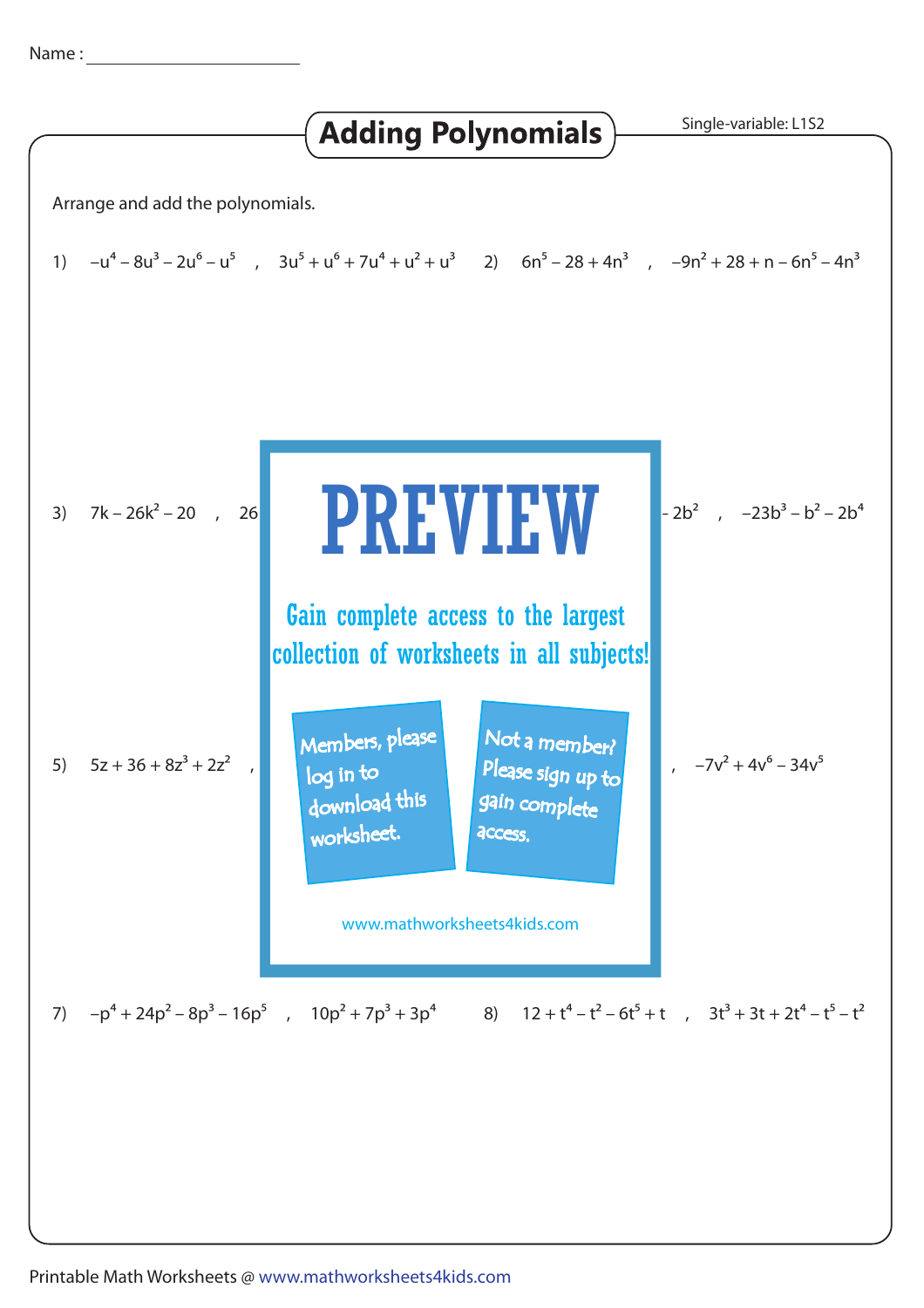Name : ____________________

# Adding Polynomials

Single-variable: L1S2

Arrange and add the polynomials.

1) $-u^4 - 8u^3 - 2u^6 - u^5$ , $3u^5 + u^6 + 7u^4 + u^2 + u^3$

2) $6n^5 - 28 + 4n^3$ , $-9n^2 + 28 + n - 6n^5 - 4n^3$

3) $7k - 26k^2 - 20$ , $26$

$- 2b^2$ , $-23b^3 - b^2 - 2b^4$

PREVIEW

Gain complete access to the largest collection of worksheets in all subjects!

Members, please log in to download this worksheet.

Not a member? Please sign up to gain complete access.

www.mathworksheets4kids.com

5) $5z + 36 + 8z^3 + 2z^2$ ,

, $-7v^2 + 4v^6 - 34v^5$

7) $-p^4 + 24p^2 - 8p^3 - 16p^5$ , $10p^2 + 7p^3 + 3p^4$

8) $12 + t^4 - t^2 - 6t^5 + t$ , $3t^3 + 3t + 2t^4 - t^5 - t^2$

Printable Math Worksheets @ www.mathworksheets4kids.com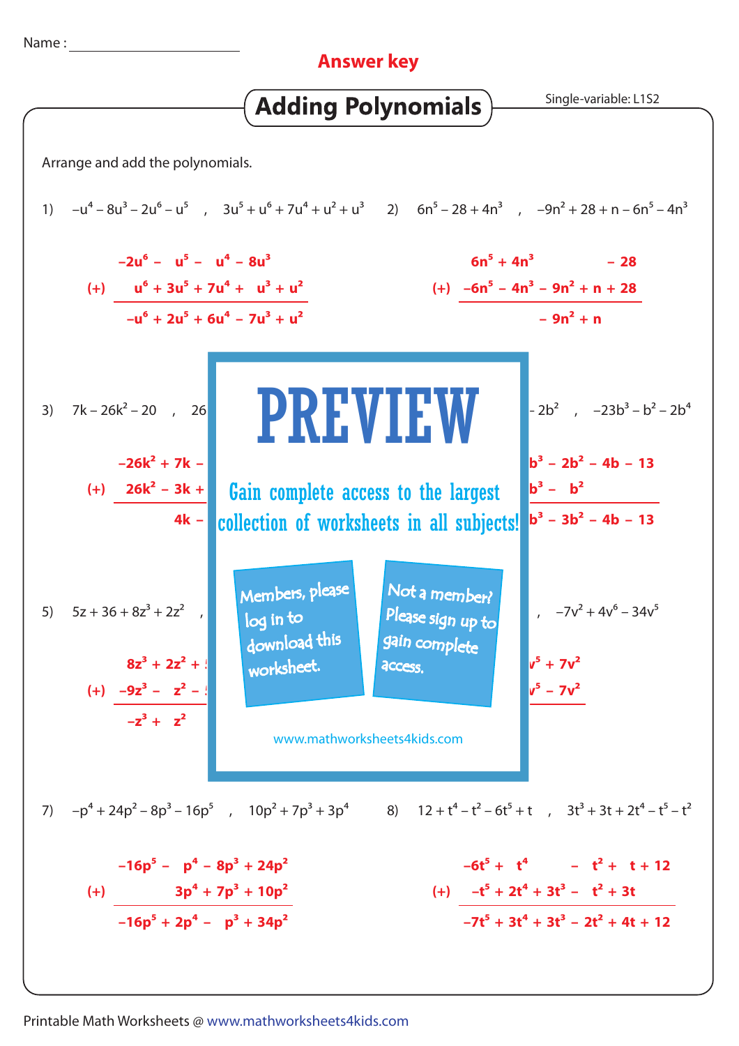Name :

**Answer key**

# Adding Polynomials

Single-variable: L1S2

Arrange and add the polynomials.

1) $-u^4 - 8u^3 - 2u^6 - u^5$ , $3u^5 + u^6 + 7u^4 + u^2 + u^3$

$$\begin{array}{r} -2u^6 - u^5 - u^4 - 8u^3 \\ (+)\quad u^6 + 3u^5 + 7u^4 + u^3 + u^2 \\ \hline -u^6 + 2u^5 + 6u^4 - 7u^3 + u^2 \end{array}$$

2) $6n^5 - 28 + 4n^3$ , $-9n^2 + 28 + n - 6n^5 - 4n^3$

$$\begin{array}{r} 6n^5 + 4n^3 \qquad\qquad - 28 \\ (+)\quad -6n^5 - 4n^3 - 9n^2 + n + 28 \\ \hline -9n^2 + n \end{array}$$

3) $7k - 26k^2 - 20$ , $26$

$$\begin{array}{r} -26k^2 + 7k - \\ (+)\quad 26k^2 - 3k + \\ \hline 4k - \end{array}$$

4) $- 2b^2$ , $-23b^3 - b^2 - 2b^4$

$$\begin{array}{r} b^3 - 2b^2 - 4b - 13 \\ b^3 - b^2 \\ \hline b^3 - 3b^2 - 4b - 13 \end{array}$$

**PREVIEW**

Gain complete access to the largest collection of worksheets in all subjects!

Members, please log in to download this worksheet.

Not a member? Please sign up to gain complete access.

www.mathworksheets4kids.com

5) $5z + 36 + 8z^3 + 2z^2$ ,

$$\begin{array}{r} 8z^3 + 2z^2 + \\ (+)\quad -9z^3 - z^2 - \\ \hline -z^3 + z^2 \end{array}$$

6) , $-7v^2 + 4v^6 - 34v^5$

$$\begin{array}{r} v^5 + 7v^2 \\ v^5 - 7v^2 \end{array}$$

7) $-p^4 + 24p^2 - 8p^3 - 16p^5$ , $10p^2 + 7p^3 + 3p^4$

$$\begin{array}{r} -16p^5 - p^4 - 8p^3 + 24p^2 \\ (+)\quad 3p^4 + 7p^3 + 10p^2 \\ \hline -16p^5 + 2p^4 - p^3 + 34p^2 \end{array}$$

8) $12 + t^4 - t^2 - 6t^5 + t$ , $3t^3 + 3t + 2t^4 - t^5 - t^2$

$$\begin{array}{r} -6t^5 + t^4 \qquad - t^2 + t + 12 \\ (+)\quad -t^5 + 2t^4 + 3t^3 - t^2 + 3t \\ \hline -7t^5 + 3t^4 + 3t^3 - 2t^2 + 4t + 12 \end{array}$$